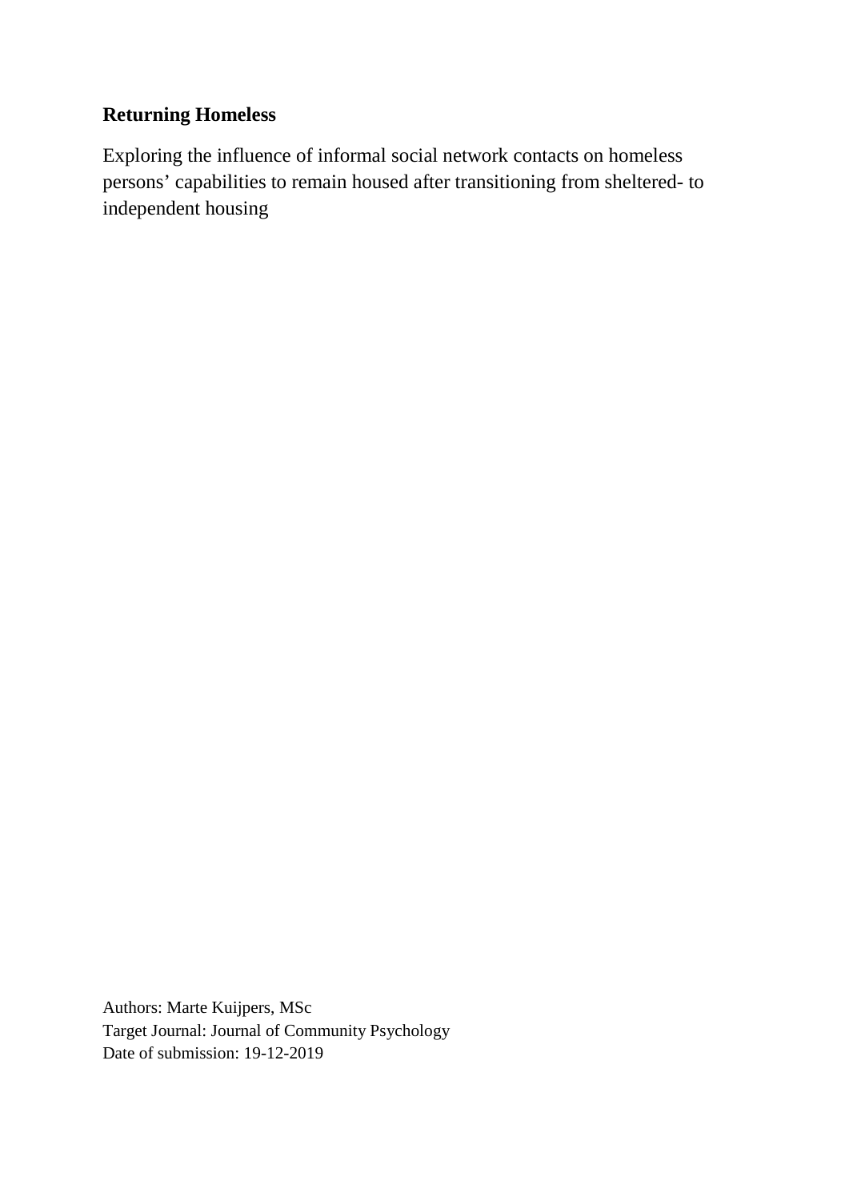# Returning Homeless

Exploring the influence of informal social network contacts on homeless persons' capabilities to remain housed after transitioning from sheltered- to independent housing

Authors: Marte Kuijpers, MSc
Target Journal: Journal of Community Psychology
Date of submission: 19-12-2019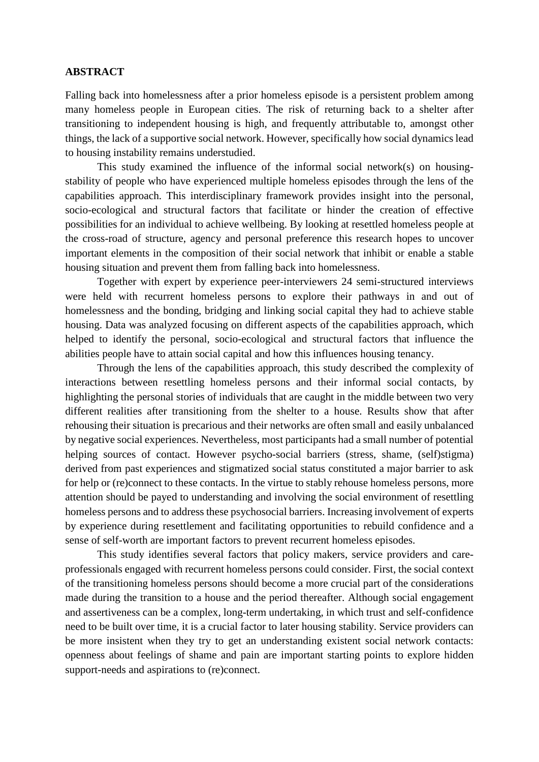**ABSTRACT**

Falling back into homelessness after a prior homeless episode is a persistent problem among many homeless people in European cities. The risk of returning back to a shelter after transitioning to independent housing is high, and frequently attributable to, amongst other things, the lack of a supportive social network. However, specifically how social dynamics lead to housing instability remains understudied.

This study examined the influence of the informal social network(s) on housing-stability of people who have experienced multiple homeless episodes through the lens of the capabilities approach. This interdisciplinary framework provides insight into the personal, socio-ecological and structural factors that facilitate or hinder the creation of effective possibilities for an individual to achieve wellbeing. By looking at resettled homeless people at the cross-road of structure, agency and personal preference this research hopes to uncover important elements in the composition of their social network that inhibit or enable a stable housing situation and prevent them from falling back into homelessness.

Together with expert by experience peer-interviewers 24 semi-structured interviews were held with recurrent homeless persons to explore their pathways in and out of homelessness and the bonding, bridging and linking social capital they had to achieve stable housing. Data was analyzed focusing on different aspects of the capabilities approach, which helped to identify the personal, socio-ecological and structural factors that influence the abilities people have to attain social capital and how this influences housing tenancy.

Through the lens of the capabilities approach, this study described the complexity of interactions between resettling homeless persons and their informal social contacts, by highlighting the personal stories of individuals that are caught in the middle between two very different realities after transitioning from the shelter to a house. Results show that after rehousing their situation is precarious and their networks are often small and easily unbalanced by negative social experiences. Nevertheless, most participants had a small number of potential helping sources of contact. However psycho-social barriers (stress, shame, (self)stigma) derived from past experiences and stigmatized social status constituted a major barrier to ask for help or (re)connect to these contacts. In the virtue to stably rehouse homeless persons, more attention should be payed to understanding and involving the social environment of resettling homeless persons and to address these psychosocial barriers. Increasing involvement of experts by experience during resettlement and facilitating opportunities to rebuild confidence and a sense of self-worth are important factors to prevent recurrent homeless episodes.

This study identifies several factors that policy makers, service providers and care-professionals engaged with recurrent homeless persons could consider. First, the social context of the transitioning homeless persons should become a more crucial part of the considerations made during the transition to a house and the period thereafter. Although social engagement and assertiveness can be a complex, long-term undertaking, in which trust and self-confidence need to be built over time, it is a crucial factor to later housing stability. Service providers can be more insistent when they try to get an understanding existent social network contacts: openness about feelings of shame and pain are important starting points to explore hidden support-needs and aspirations to (re)connect.